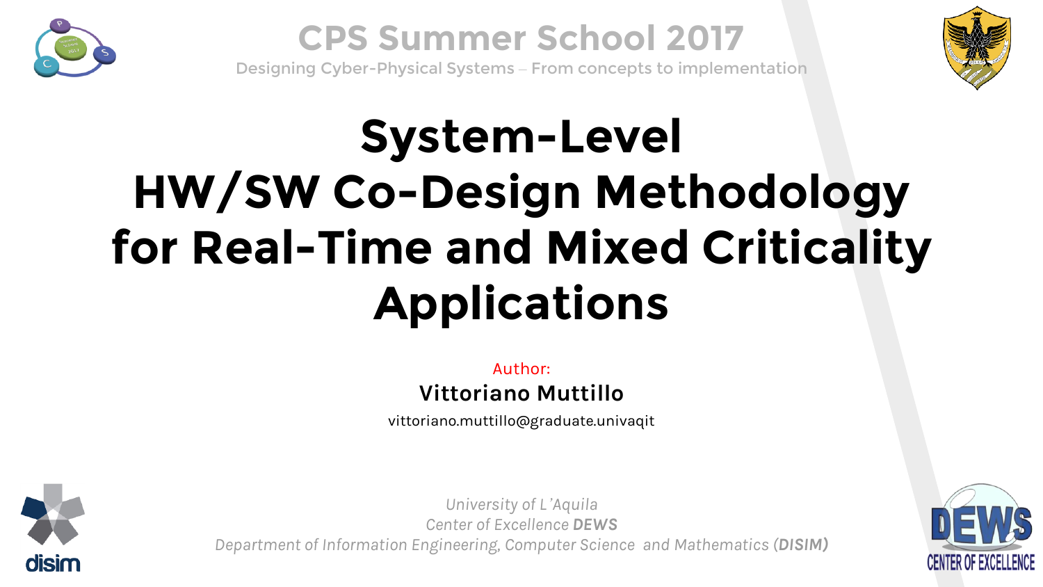CPS Summer School 2017

Designing Cyber-Physical Systems – From concepts to implementation

# System-Level HW/SW Co-Design Methodology for Real-Time and Mixed Criticality Applications

Author:

**Vittoriano Muttillo**

vittoriano.muttillo@graduate.univaqit

*University of L'Aquila*
*Center of Excellence **DEWS***
*Department of Information Engineering, Computer Science and Mathematics (**DISIM**)*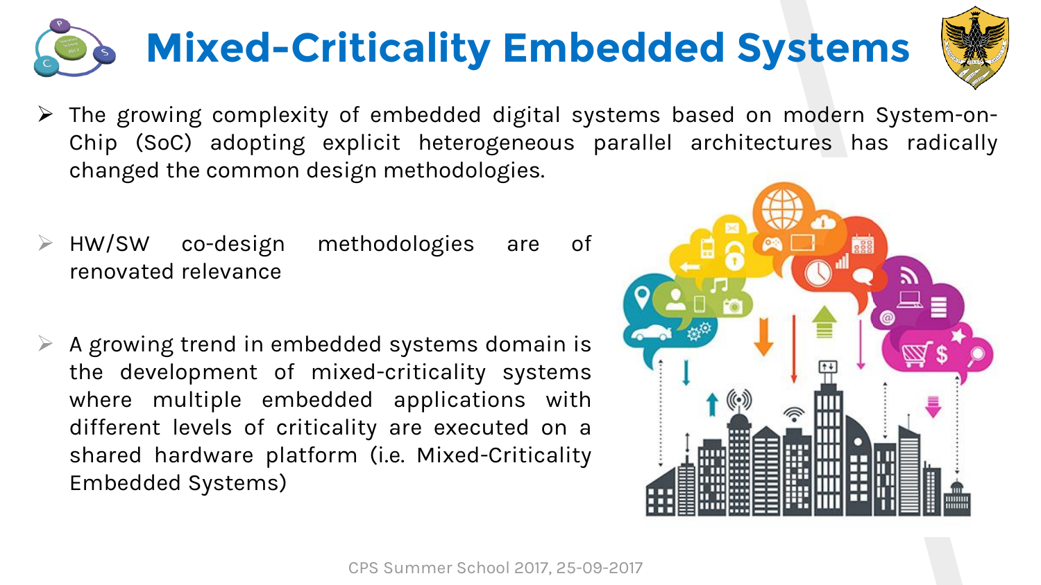# Mixed-Criticality Embedded Systems

- The growing complexity of embedded digital systems based on modern System-on-Chip (SoC) adopting explicit heterogeneous parallel architectures has radically changed the common design methodologies.

- HW/SW co-design methodologies are of renovated relevance

- A growing trend in embedded systems domain is the development of mixed-criticality systems where multiple embedded applications with different levels of criticality are executed on a shared hardware platform (i.e. Mixed-Criticality Embedded Systems)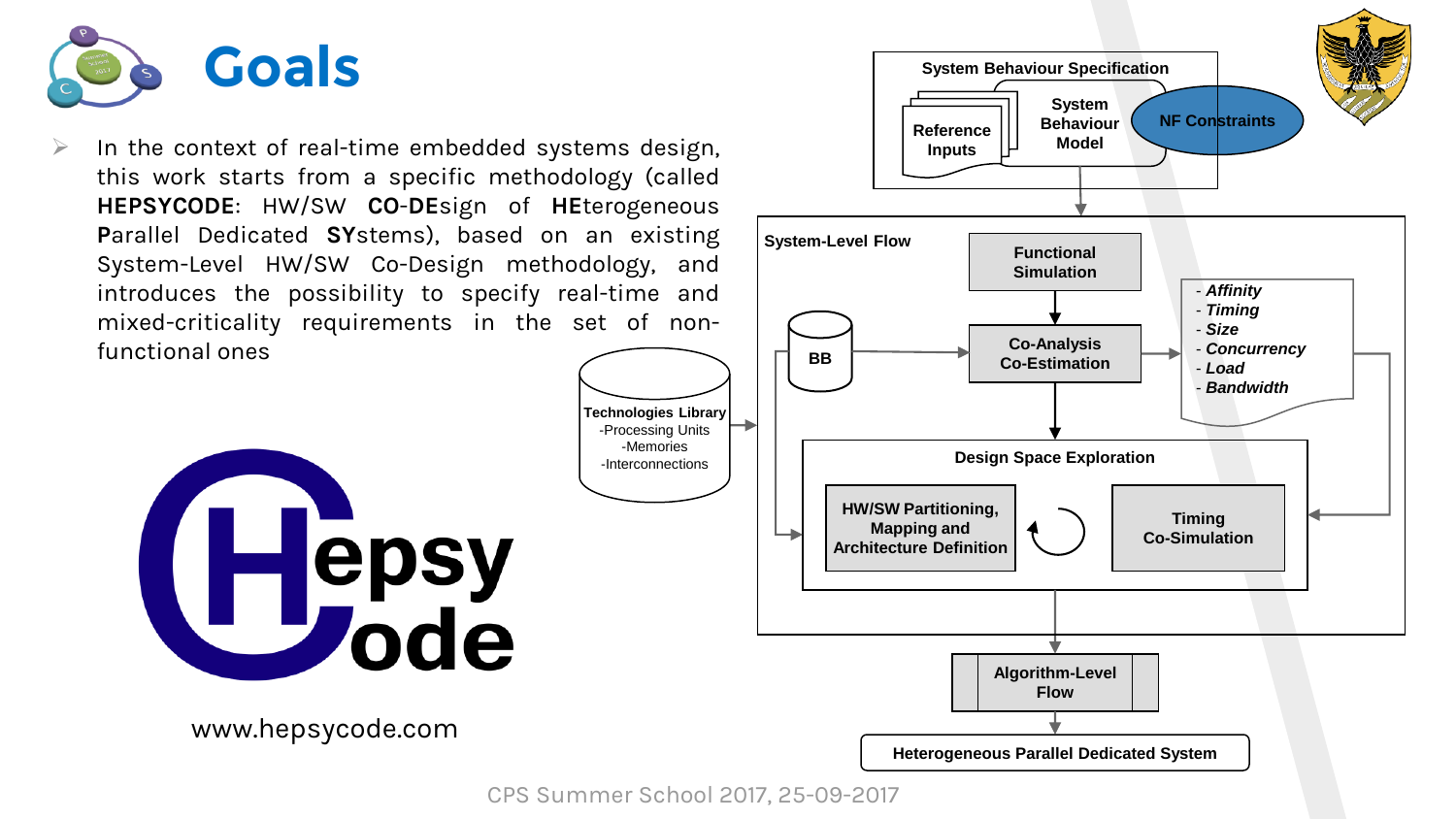# Goals

- In the context of real-time embedded systems design, this work starts from a specific methodology (called **HEPSYCODE**: HW/SW **CO**-**DE**sign of **HE**terogeneous **P**arallel Dedicated **SY**stems), based on an existing System-Level HW/SW Co-Design methodology, and introduces the possibility to specify real-time and mixed-criticality requirements in the set of non-functional ones

www.hepsycode.com

System Behaviour Specification

Reference Inputs

System Behaviour Model

NF Constraints

System-Level Flow

Functional Simulation

BB

Co-Analysis Co-Estimation

- *Affinity*
- *Timing*
- *Size*
- *Concurrency*
- *Load*
- *Bandwidth*

Technologies Library
- Processing Units
- Memories
- Interconnections

Design Space Exploration

HW/SW Partitioning, Mapping and Architecture Definition

Timing Co-Simulation

Algorithm-Level Flow

Heterogeneous Parallel Dedicated System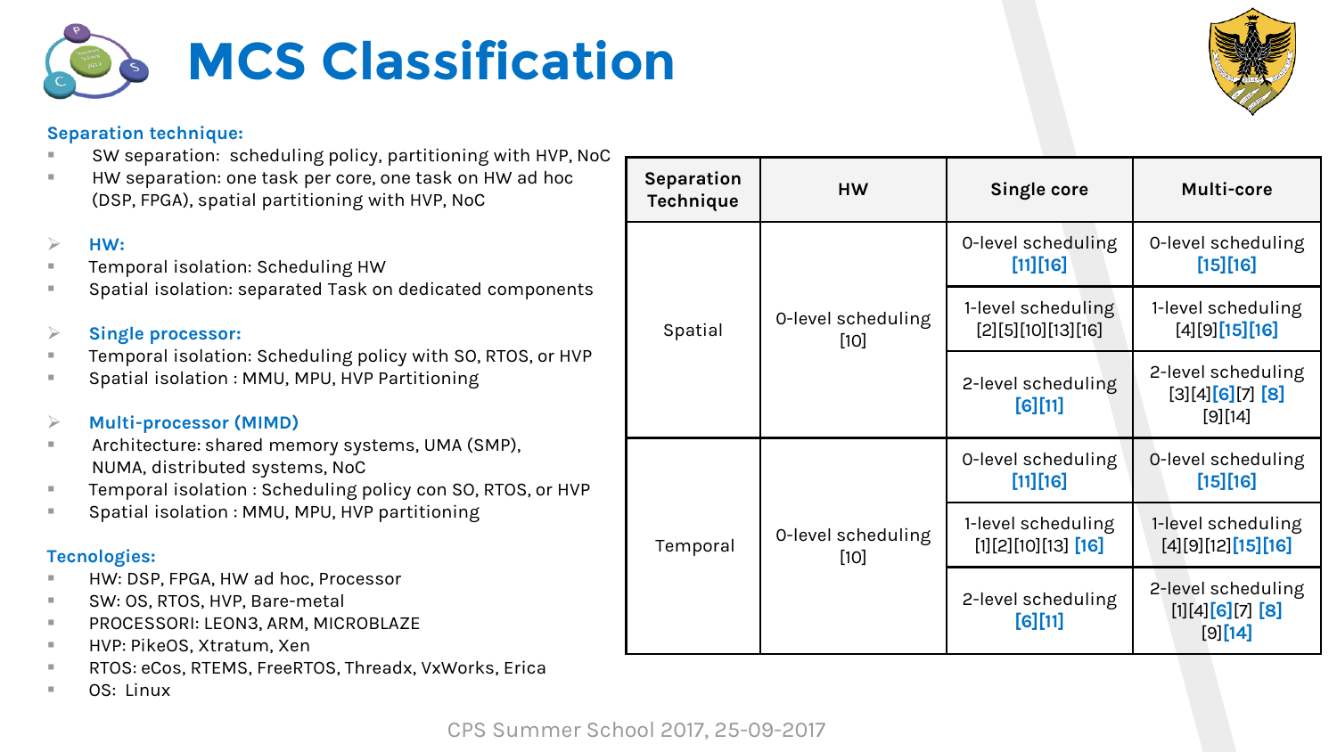# MCS Classification

**Separation technique:**

- SW separation: scheduling policy, partitioning with HVP, NoC
- HW separation: one task per core, one task on HW ad hoc (DSP, FPGA), spatial partitioning with HVP, NoC

**HW:**

- Temporal isolation: Scheduling HW
- Spatial isolation: separated Task on dedicated components

**Single processor:**

- Temporal isolation: Scheduling policy with SO, RTOS, or HVP
- Spatial isolation : MMU, MPU, HVP Partitioning

**Multi-processor (MIMD)**

- Architecture: shared memory systems, UMA (SMP), NUMA, distributed systems, NoC
- Temporal isolation : Scheduling policy con SO, RTOS, or HVP
- Spatial isolation : MMU, MPU, HVP partitioning

**Tecnologies:**

- HW: DSP, FPGA, HW ad hoc, Processor
- SW: OS, RTOS, HVP, Bare-metal
- PROCESSORI: LEON3, ARM, MICROBLAZE
- HVP: PikeOS, Xtratum, Xen
- RTOS: eCos, RTEMS, FreeRTOS, Threadx, VxWorks, Erica
- OS: Linux

| Separation Technique | HW | Single core | Multi-core |
|---|---|---|---|
| Spatial | 0-level scheduling [10] | 0-level scheduling [11][16] | 0-level scheduling [15][16] |
| | | 1-level scheduling [2][5][10][13][16] | 1-level scheduling [4][9][15][16] |
| | | 2-level scheduling [6][11] | 2-level scheduling [3][4][6][7] [8] [9][14] |
| Temporal | 0-level scheduling [10] | 0-level scheduling [11][16] | 0-level scheduling [15][16] |
| | | 1-level scheduling [1][2][10][13] [16] | 1-level scheduling [4][9][12][15][16] |
| | | 2-level scheduling [6][11] | 2-level scheduling [1][4][6][7] [8] [9][14] |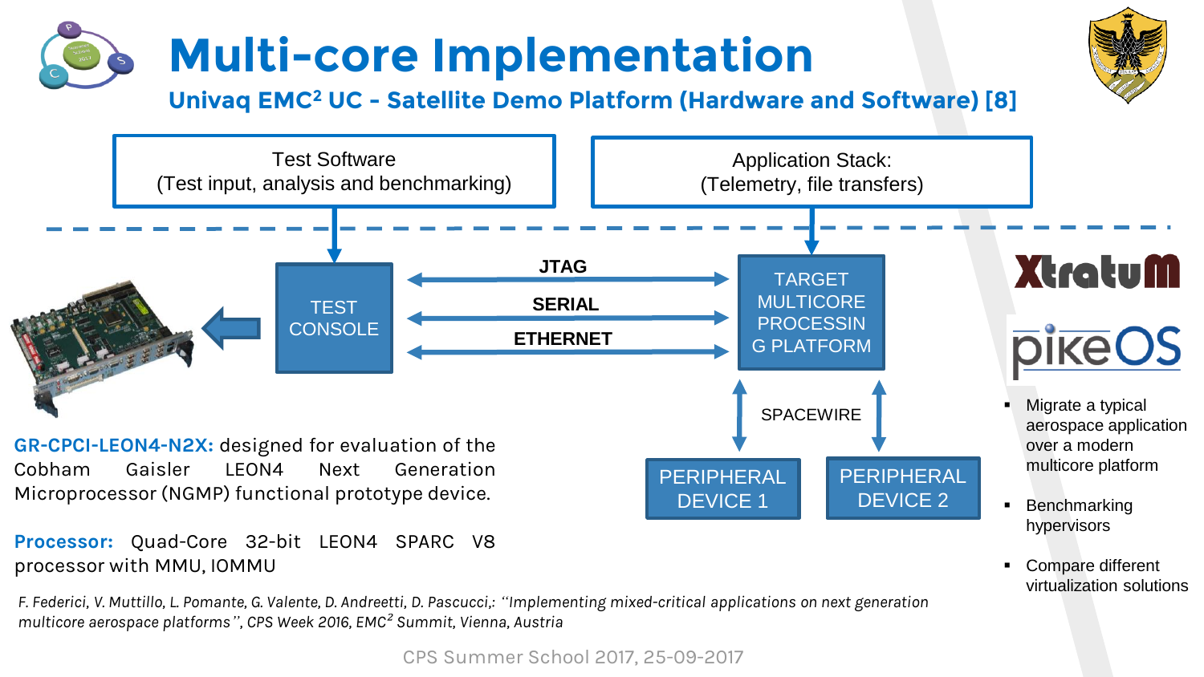# Multi-core Implementation

## Univaq EMC² UC - Satellite Demo Platform (Hardware and Software) [8]

Test Software
(Test input, analysis and benchmarking)

Application Stack:
(Telemetry, file transfers)

TEST CONSOLE

JTAG

SERIAL

ETHERNET

TARGET MULTICORE PROCESSING PLATFORM

SPACEWIRE

PERIPHERAL DEVICE 1

PERIPHERAL DEVICE 2

XtratuM

pikeOS

- Migrate a typical aerospace application over a modern multicore platform
- Benchmarking hypervisors
- Compare different virtualization solutions

**GR-CPCI-LEON4-N2X:** designed for evaluation of the Cobham Gaisler LEON4 Next Generation Microprocessor (NGMP) functional prototype device.

**Processor:** Quad-Core 32-bit LEON4 SPARC V8 processor with MMU, IOMMU

*F. Federici, V. Muttillo, L. Pomante, G. Valente, D. Andreetti, D. Pascucci,: "Implementing mixed-critical applications on next generation multicore aerospace platforms", CPS Week 2016, EMC² Summit, Vienna, Austria*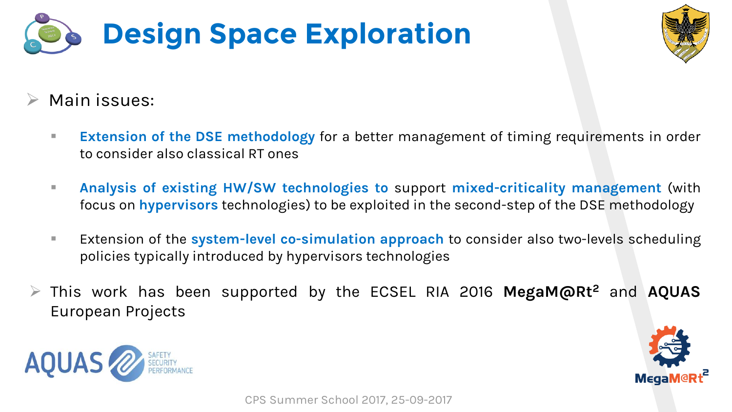# Design Space Exploration

- Main issues:
  - **Extension of the DSE methodology** for a better management of timing requirements in order to consider also classical RT ones
  - **Analysis of existing HW/SW technologies to** support **mixed-criticality management** (with focus on **hypervisors** technologies) to be exploited in the second-step of the DSE methodology
  - Extension of the **system-level co-simulation approach** to consider also two-levels scheduling policies typically introduced by hypervisors technologies
- This work has been supported by the ECSEL RIA 2016 **MegaM@Rt$^2$** and **AQUAS** European Projects

AQUAS SAFETY SECURITY PERFORMANCE

MegaM@Rt$^2$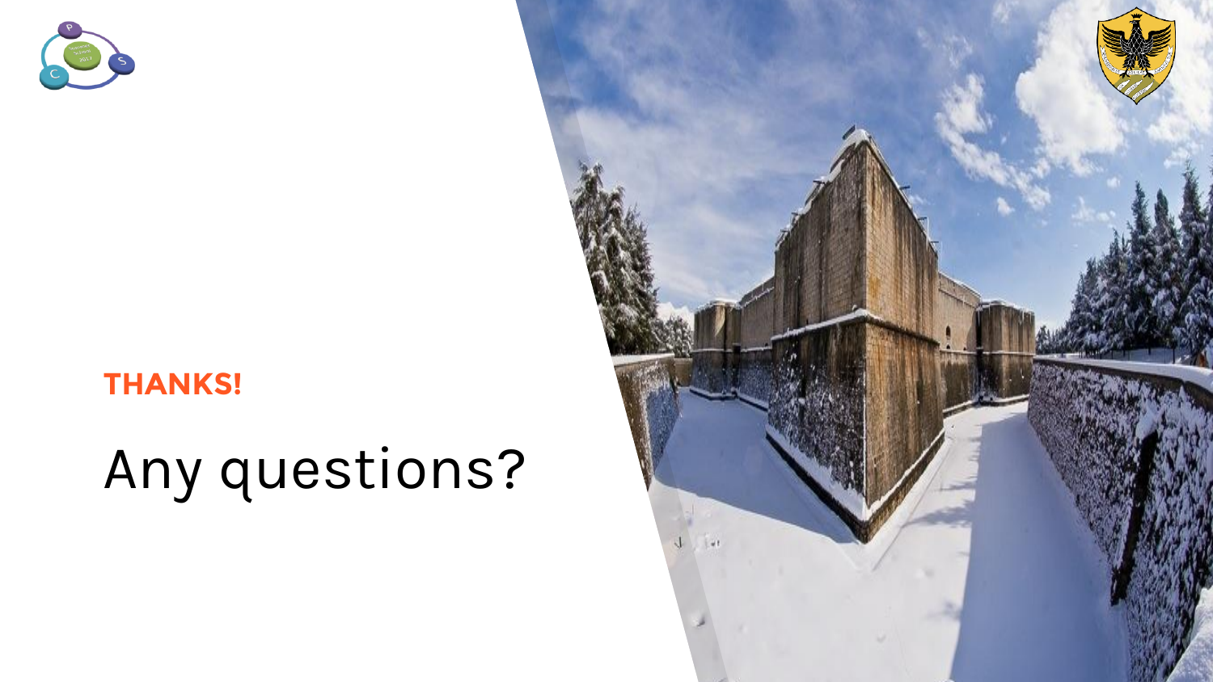**THANKS!**

# Any questions?